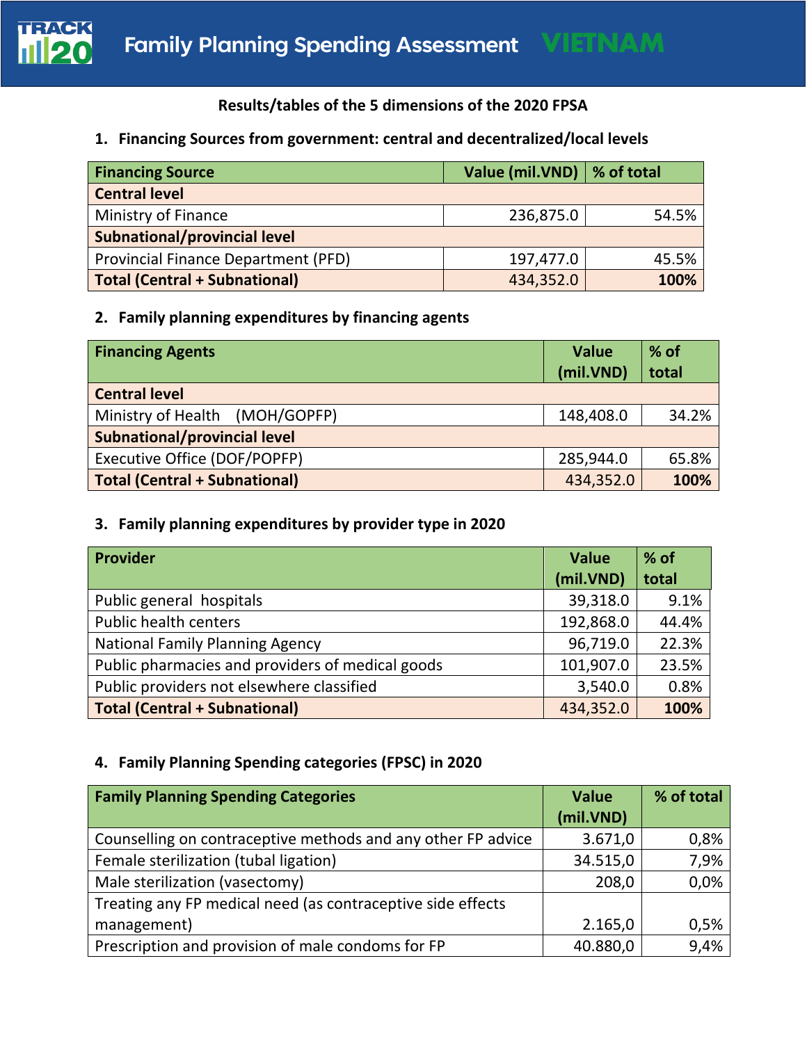# Family Planning Spending Assessment VIETNAM

**Results/tables of the 5 dimensions of the 2020 FPSA**

## 1. Financing Sources from government: central and decentralized/local levels

| Financing Source | Value (mil.VND) | % of total |
|---|---|---|
| **Central level** | | |
| Ministry of Finance | 236,875.0 | 54.5% |
| **Subnational/provincial level** | | |
| Provincial Finance Department (PFD) | 197,477.0 | 45.5% |
| **Total (Central + Subnational)** | 434,352.0 | **100%** |

## 2. Family planning expenditures by financing agents

| Financing Agents | Value (mil.VND) | % of total |
|---|---|---|
| **Central level** | | |
| Ministry of Health (MOH/GOPFP) | 148,408.0 | 34.2% |
| **Subnational/provincial level** | | |
| Executive Office (DOF/POPFP) | 285,944.0 | 65.8% |
| **Total (Central + Subnational)** | 434,352.0 | **100%** |

## 3. Family planning expenditures by provider type in 2020

| Provider | Value (mil.VND) | % of total |
|---|---|---|
| Public general hospitals | 39,318.0 | 9.1% |
| Public health centers | 192,868.0 | 44.4% |
| National Family Planning Agency | 96,719.0 | 22.3% |
| Public pharmacies and providers of medical goods | 101,907.0 | 23.5% |
| Public providers not elsewhere classified | 3,540.0 | 0.8% |
| **Total (Central + Subnational)** | 434,352.0 | **100%** |

## 4. Family Planning Spending categories (FPSC) in 2020

| Family Planning Spending Categories | Value (mil.VND) | % of total |
|---|---|---|
| Counselling on contraceptive methods and any other FP advice | 3.671,0 | 0,8% |
| Female sterilization (tubal ligation) | 34.515,0 | 7,9% |
| Male sterilization (vasectomy) | 208,0 | 0,0% |
| Treating any FP medical need (as contraceptive side effects management) | 2.165,0 | 0,5% |
| Prescription and provision of male condoms for FP | 40.880,0 | 9,4% |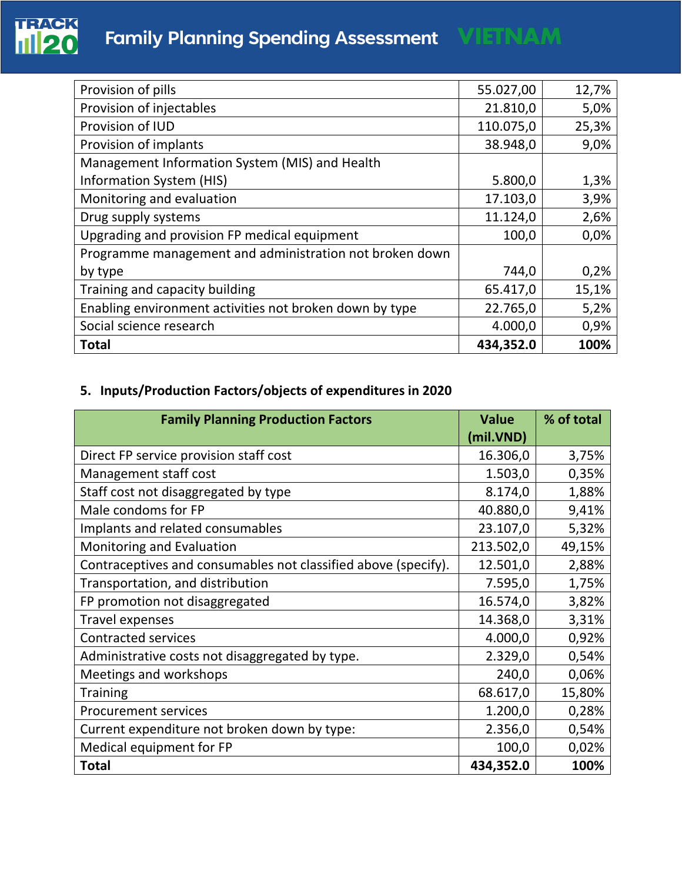| | | |
|---|---|---|
| Provision of pills | 55.027,00 | 12,7% |
| Provision of injectables | 21.810,0 | 5,0% |
| Provision of IUD | 110.075,0 | 25,3% |
| Provision of implants | 38.948,0 | 9,0% |
| Management Information System (MIS) and Health Information System (HIS) | 5.800,0 | 1,3% |
| Monitoring and evaluation | 17.103,0 | 3,9% |
| Drug supply systems | 11.124,0 | 2,6% |
| Upgrading and provision FP medical equipment | 100,0 | 0,0% |
| Programme management and administration not broken down by type | 744,0 | 0,2% |
| Training and capacity building | 65.417,0 | 15,1% |
| Enabling environment activities not broken down by type | 22.765,0 | 5,2% |
| Social science research | 4.000,0 | 0,9% |
| **Total** | **434,352.0** | **100%** |

## 5. Inputs/Production Factors/objects of expenditures in 2020

| Family Planning Production Factors | Value (mil.VND) | % of total |
|---|---|---|
| Direct FP service provision staff cost | 16.306,0 | 3,75% |
| Management staff cost | 1.503,0 | 0,35% |
| Staff cost not disaggregated by type | 8.174,0 | 1,88% |
| Male condoms for FP | 40.880,0 | 9,41% |
| Implants and related consumables | 23.107,0 | 5,32% |
| Monitoring and Evaluation | 213.502,0 | 49,15% |
| Contraceptives and consumables not classified above (specify). | 12.501,0 | 2,88% |
| Transportation, and distribution | 7.595,0 | 1,75% |
| FP promotion not disaggregated | 16.574,0 | 3,82% |
| Travel expenses | 14.368,0 | 3,31% |
| Contracted services | 4.000,0 | 0,92% |
| Administrative costs not disaggregated by type. | 2.329,0 | 0,54% |
| Meetings and workshops | 240,0 | 0,06% |
| Training | 68.617,0 | 15,80% |
| Procurement services | 1.200,0 | 0,28% |
| Current expenditure not broken down by type: | 2.356,0 | 0,54% |
| Medical equipment for FP | 100,0 | 0,02% |
| **Total** | **434,352.0** | **100%** |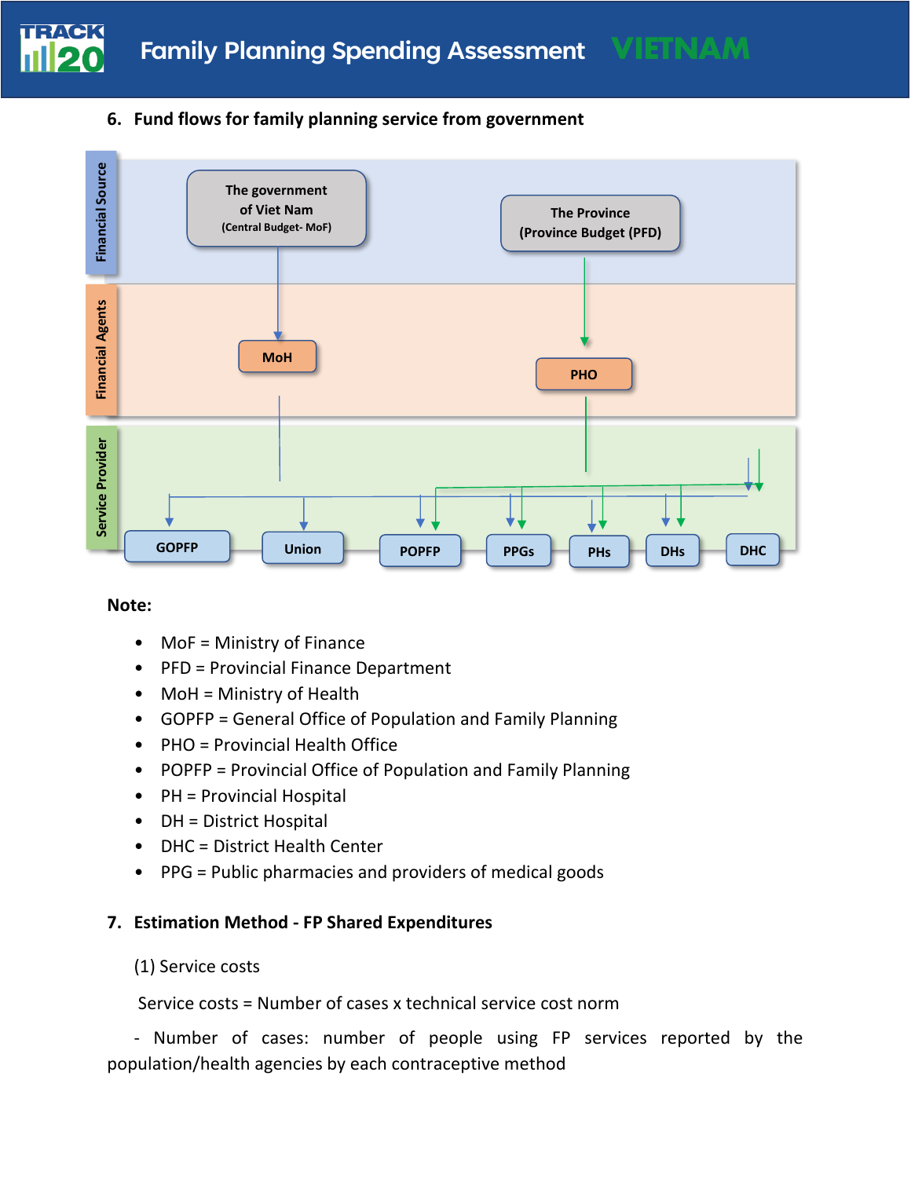## 6. Fund flows for family planning service from government

Financial Source

The government of Viet Nam (Central Budget- MoF)

The Province (Province Budget (PFD)

Financial Agents

MoH

PHO

Service Provider

GOPFP

Union

POPFP

PPGs

PHs

DHs

DHC

**Note:**

- MoF = Ministry of Finance
- PFD = Provincial Finance Department
- MoH = Ministry of Health
- GOPFP = General Office of Population and Family Planning
- PHO = Provincial Health Office
- POPFP = Provincial Office of Population and Family Planning
- PH = Provincial Hospital
- DH = District Hospital
- DHC = District Health Center
- PPG = Public pharmacies and providers of medical goods

## 7. Estimation Method - FP Shared Expenditures

(1) Service costs

Service costs = Number of cases x technical service cost norm

- Number of cases: number of people using FP services reported by the population/health agencies by each contraceptive method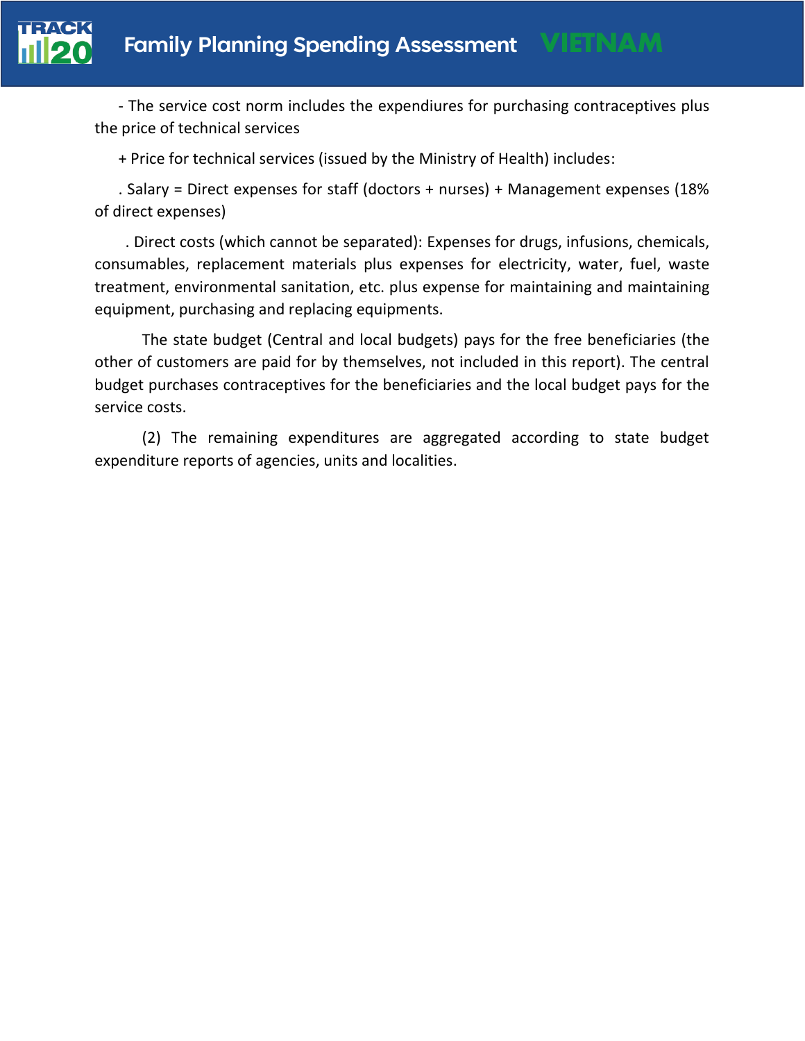- The service cost norm includes the expendiures for purchasing contraceptives plus the price of technical services

+ Price for technical services (issued by the Ministry of Health) includes:

. Salary = Direct expenses for staff (doctors + nurses) + Management expenses (18% of direct expenses)

. Direct costs (which cannot be separated): Expenses for drugs, infusions, chemicals, consumables, replacement materials plus expenses for electricity, water, fuel, waste treatment, environmental sanitation, etc. plus expense for maintaining and maintaining equipment, purchasing and replacing equipments.

The state budget (Central and local budgets) pays for the free beneficiaries (the other of customers are paid for by themselves, not included in this report). The central budget purchases contraceptives for the beneficiaries and the local budget pays for the service costs.

(2) The remaining expenditures are aggregated according to state budget expenditure reports of agencies, units and localities.